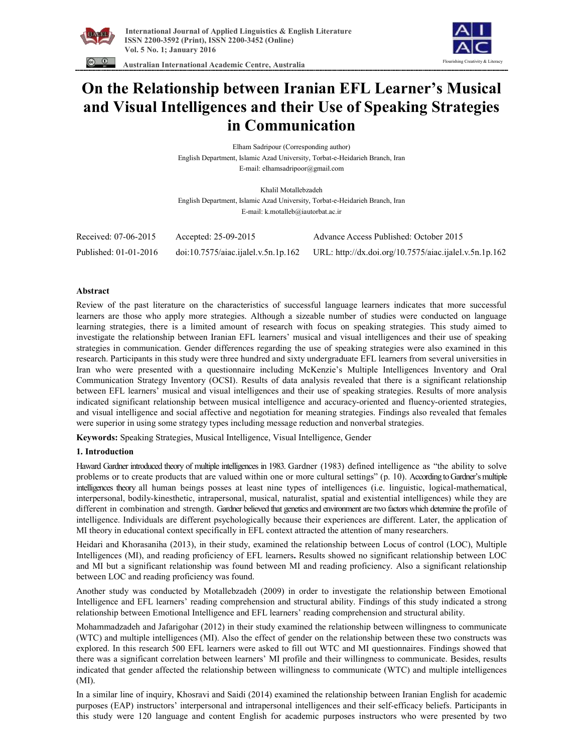# On the Relationship between Iranian EFL Learner's Musical and Visual Intelligences and their Use of Speaking Strategies in Communication

Elham Sadripour (Corresponding author)
English Department, Islamic Azad University, Torbat-e-Heidarieh Branch, Iran
E-mail: elhamsadripoor@gmail.com

Khalil Motallebzadeh
English Department, Islamic Azad University, Torbat-e-Heidarieh Branch, Iran
E-mail: k.motalleb@iautorbat.ac.ir

| | | |
|---|---|---|
| Received: 07-06-2015 | Accepted: 25-09-2015 | Advance Access Published: October 2015 |
| Published: 01-01-2016 | doi:10.7575/aiac.ijalel.v.5n.1p.162 | URL: http://dx.doi.org/10.7575/aiac.ijalel.v.5n.1p.162 |

## Abstract

Review of the past literature on the characteristics of successful language learners indicates that more successful learners are those who apply more strategies. Although a sizeable number of studies were conducted on language learning strategies, there is a limited amount of research with focus on speaking strategies. This study aimed to investigate the relationship between Iranian EFL learners' musical and visual intelligences and their use of speaking strategies in communication. Gender differences regarding the use of speaking strategies were also examined in this research. Participants in this study were three hundred and sixty undergraduate EFL learners from several universities in Iran who were presented with a questionnaire including McKenzie's Multiple Intelligences Inventory and Oral Communication Strategy Inventory (OCSI). Results of data analysis revealed that there is a significant relationship between EFL learners' musical and visual intelligences and their use of speaking strategies. Results of more analysis indicated significant relationship between musical intelligence and accuracy-oriented and fluency-oriented strategies, and visual intelligence and social affective and negotiation for meaning strategies. Findings also revealed that females were superior in using some strategy types including message reduction and nonverbal strategies.

**Keywords:** Speaking Strategies, Musical Intelligence, Visual Intelligence, Gender

## 1. Introduction

Haward Gardner introduced theory of multiple intelligences in 1983. Gardner (1983) defined intelligence as "the ability to solve problems or to create products that are valued within one or more cultural settings" (p. 10). According to Gardner's multiple intelligences theory all human beings posses at least nine types of intelligences (i.e. linguistic, logical-mathematical, interpersonal, bodily-kinesthetic, intrapersonal, musical, naturalist, spatial and existential intelligences) while they are different in combination and strength. Gardner believed that genetics and environment are two factors which determine the profile of intelligence. Individuals are different psychologically because their experiences are different. Later, the application of MI theory in educational context specifically in EFL context attracted the attention of many researchers.

Heidari and Khorasaniha (2013), in their study, examined the relationship between Locus of control (LOC), Multiple Intelligences (MI), and reading proficiency of EFL learners**.** Results showed no significant relationship between LOC and MI but a significant relationship was found between MI and reading proficiency. Also a significant relationship between LOC and reading proficiency was found.

Another study was conducted by Motallebzadeh (2009) in order to investigate the relationship between Emotional Intelligence and EFL learners' reading comprehension and structural ability. Findings of this study indicated a strong relationship between Emotional Intelligence and EFL learners' reading comprehension and structural ability.

Mohammadzadeh and Jafarigohar (2012) in their study examined the relationship between willingness to communicate (WTC) and multiple intelligences (MI). Also the effect of gender on the relationship between these two constructs was explored. In this research 500 EFL learners were asked to fill out WTC and MI questionnaires. Findings showed that there was a significant correlation between learners' MI profile and their willingness to communicate. Besides, results indicated that gender affected the relationship between willingness to communicate (WTC) and multiple intelligences (MI).

In a similar line of inquiry, Khosravi and Saidi (2014) examined the relationship between Iranian English for academic purposes (EAP) instructors' interpersonal and intrapersonal intelligences and their self-efficacy beliefs. Participants in this study were 120 language and content English for academic purposes instructors who were presented by two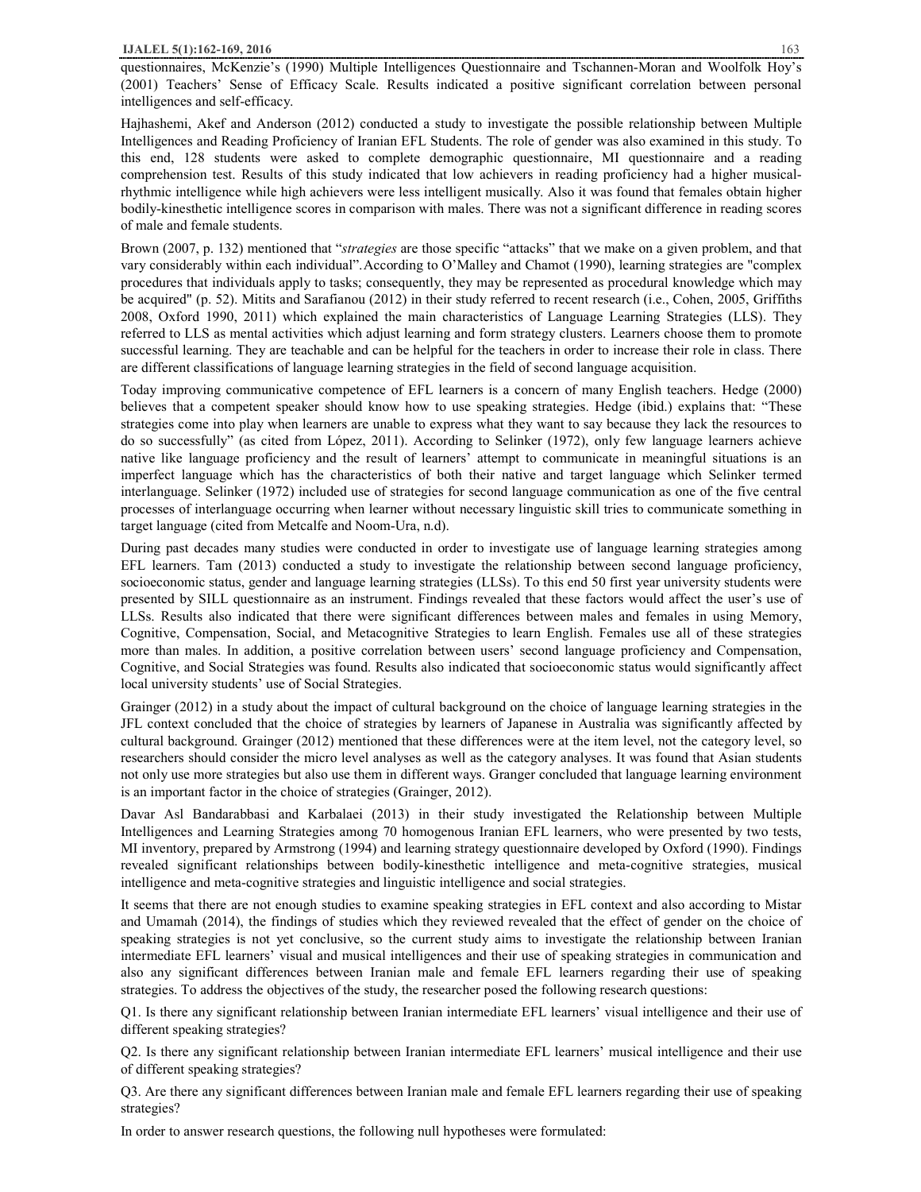questionnaires, McKenzie's (1990) Multiple Intelligences Questionnaire and Tschannen-Moran and Woolfolk Hoy's (2001) Teachers' Sense of Efficacy Scale. Results indicated a positive significant correlation between personal intelligences and self-efficacy.

Hajhashemi, Akef and Anderson (2012) conducted a study to investigate the possible relationship between Multiple Intelligences and Reading Proficiency of Iranian EFL Students. The role of gender was also examined in this study. To this end, 128 students were asked to complete demographic questionnaire, MI questionnaire and a reading comprehension test. Results of this study indicated that low achievers in reading proficiency had a higher musical-rhythmic intelligence while high achievers were less intelligent musically. Also it was found that females obtain higher bodily-kinesthetic intelligence scores in comparison with males. There was not a significant difference in reading scores of male and female students.

Brown (2007, p. 132) mentioned that "*strategies* are those specific "attacks" that we make on a given problem, and that vary considerably within each individual".According to O'Malley and Chamot (1990), learning strategies are "complex procedures that individuals apply to tasks; consequently, they may be represented as procedural knowledge which may be acquired" (p. 52). Mitits and Sarafianou (2012) in their study referred to recent research (i.e., Cohen, 2005, Griffiths 2008, Oxford 1990, 2011) which explained the main characteristics of Language Learning Strategies (LLS). They referred to LLS as mental activities which adjust learning and form strategy clusters. Learners choose them to promote successful learning. They are teachable and can be helpful for the teachers in order to increase their role in class. There are different classifications of language learning strategies in the field of second language acquisition.

Today improving communicative competence of EFL learners is a concern of many English teachers. Hedge (2000) believes that a competent speaker should know how to use speaking strategies. Hedge (ibid.) explains that: "These strategies come into play when learners are unable to express what they want to say because they lack the resources to do so successfully" (as cited from López, 2011). According to Selinker (1972), only few language learners achieve native like language proficiency and the result of learners' attempt to communicate in meaningful situations is an imperfect language which has the characteristics of both their native and target language which Selinker termed interlanguage. Selinker (1972) included use of strategies for second language communication as one of the five central processes of interlanguage occurring when learner without necessary linguistic skill tries to communicate something in target language (cited from Metcalfe and Noom-Ura, n.d).

During past decades many studies were conducted in order to investigate use of language learning strategies among EFL learners. Tam (2013) conducted a study to investigate the relationship between second language proficiency, socioeconomic status, gender and language learning strategies (LLSs). To this end 50 first year university students were presented by SILL questionnaire as an instrument. Findings revealed that these factors would affect the user's use of LLSs. Results also indicated that there were significant differences between males and females in using Memory, Cognitive, Compensation, Social, and Metacognitive Strategies to learn English. Females use all of these strategies more than males. In addition, a positive correlation between users' second language proficiency and Compensation, Cognitive, and Social Strategies was found. Results also indicated that socioeconomic status would significantly affect local university students' use of Social Strategies.

Grainger (2012) in a study about the impact of cultural background on the choice of language learning strategies in the JFL context concluded that the choice of strategies by learners of Japanese in Australia was significantly affected by cultural background. Grainger (2012) mentioned that these differences were at the item level, not the category level, so researchers should consider the micro level analyses as well as the category analyses. It was found that Asian students not only use more strategies but also use them in different ways. Granger concluded that language learning environment is an important factor in the choice of strategies (Grainger, 2012).

Davar Asl Bandarabbasi and Karbalaei (2013) in their study investigated the Relationship between Multiple Intelligences and Learning Strategies among 70 homogenous Iranian EFL learners, who were presented by two tests, MI inventory, prepared by Armstrong (1994) and learning strategy questionnaire developed by Oxford (1990). Findings revealed significant relationships between bodily-kinesthetic intelligence and meta-cognitive strategies, musical intelligence and meta-cognitive strategies and linguistic intelligence and social strategies.

It seems that there are not enough studies to examine speaking strategies in EFL context and also according to Mistar and Umamah (2014), the findings of studies which they reviewed revealed that the effect of gender on the choice of speaking strategies is not yet conclusive, so the current study aims to investigate the relationship between Iranian intermediate EFL learners' visual and musical intelligences and their use of speaking strategies in communication and also any significant differences between Iranian male and female EFL learners regarding their use of speaking strategies. To address the objectives of the study, the researcher posed the following research questions:

Q1. Is there any significant relationship between Iranian intermediate EFL learners' visual intelligence and their use of different speaking strategies?

Q2. Is there any significant relationship between Iranian intermediate EFL learners' musical intelligence and their use of different speaking strategies?

Q3. Are there any significant differences between Iranian male and female EFL learners regarding their use of speaking strategies?

In order to answer research questions, the following null hypotheses were formulated: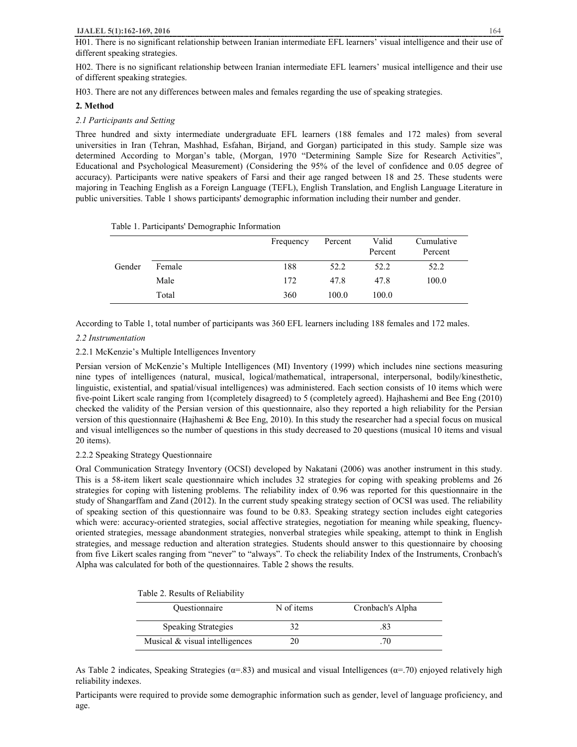H01. There is no significant relationship between Iranian intermediate EFL learners' visual intelligence and their use of different speaking strategies.

H02. There is no significant relationship between Iranian intermediate EFL learners' musical intelligence and their use of different speaking strategies.

H03. There are not any differences between males and females regarding the use of speaking strategies.

## 2. Method

### *2.1 Participants and Setting*

Three hundred and sixty intermediate undergraduate EFL learners (188 females and 172 males) from several universities in Iran (Tehran, Mashhad, Esfahan, Birjand, and Gorgan) participated in this study. Sample size was determined According to Morgan's table, (Morgan, 1970 "Determining Sample Size for Research Activities", Educational and Psychological Measurement) (Considering the 95% of the level of confidence and 0.05 degree of accuracy). Participants were native speakers of Farsi and their age ranged between 18 and 25. These students were majoring in Teaching English as a Foreign Language (TEFL), English Translation, and English Language Literature in public universities. Table 1 shows participants' demographic information including their number and gender.

Table 1. Participants' Demographic Information

| | | Frequency | Percent | Valid Percent | Cumulative Percent |
|---|---|---|---|---|---|
| Gender | Female | 188 | 52.2 | 52.2 | 52.2 |
| | Male | 172 | 47.8 | 47.8 | 100.0 |
| | Total | 360 | 100.0 | 100.0 | |

According to Table 1, total number of participants was 360 EFL learners including 188 females and 172 males.

### *2.2 Instrumentation*

#### 2.2.1 McKenzie's Multiple Intelligences Inventory

Persian version of McKenzie's Multiple Intelligences (MI) Inventory (1999) which includes nine sections measuring nine types of intelligences (natural, musical, logical/mathematical, intrapersonal, interpersonal, bodily/kinesthetic, linguistic, existential, and spatial/visual intelligences) was administered. Each section consists of 10 items which were five-point Likert scale ranging from 1(completely disagreed) to 5 (completely agreed). Hajhashemi and Bee Eng (2010) checked the validity of the Persian version of this questionnaire, also they reported a high reliability for the Persian version of this questionnaire (Hajhashemi & Bee Eng, 2010). In this study the researcher had a special focus on musical and visual intelligences so the number of questions in this study decreased to 20 questions (musical 10 items and visual 20 items).

#### 2.2.2 Speaking Strategy Questionnaire

Oral Communication Strategy Inventory (OCSI) developed by Nakatani (2006) was another instrument in this study. This is a 58-item likert scale questionnaire which includes 32 strategies for coping with speaking problems and 26 strategies for coping with listening problems. The reliability index of 0.96 was reported for this questionnaire in the study of Shangarffam and Zand (2012). In the current study speaking strategy section of OCSI was used. The reliability of speaking section of this questionnaire was found to be 0.83. Speaking strategy section includes eight categories which were: accuracy-oriented strategies, social affective strategies, negotiation for meaning while speaking, fluency-oriented strategies, message abandonment strategies, nonverbal strategies while speaking, attempt to think in English strategies, and message reduction and alteration strategies. Students should answer to this questionnaire by choosing from five Likert scales ranging from "never" to "always". To check the reliability Index of the Instruments, Cronbach's Alpha was calculated for both of the questionnaires. Table 2 shows the results.

Table 2. Results of Reliability

| Questionnaire | N of items | Cronbach's Alpha |
|---|---|---|
| Speaking Strategies | 32 | .83 |
| Musical & visual intelligences | 20 | .70 |

As Table 2 indicates, Speaking Strategies ($\alpha$=.83) and musical and visual Intelligences ($\alpha$=.70) enjoyed relatively high reliability indexes.

Participants were required to provide some demographic information such as gender, level of language proficiency, and age.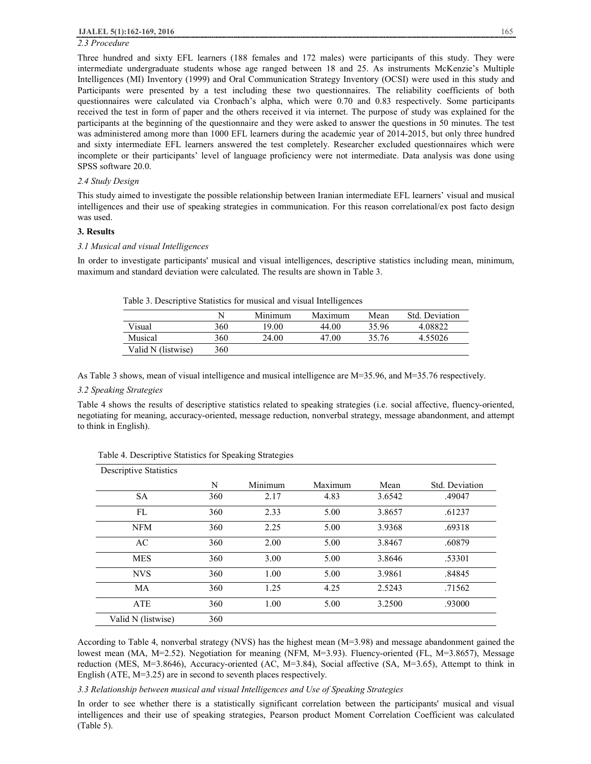### 2.3 Procedure

Three hundred and sixty EFL learners (188 females and 172 males) were participants of this study. They were intermediate undergraduate students whose age ranged between 18 and 25. As instruments McKenzie's Multiple Intelligences (MI) Inventory (1999) and Oral Communication Strategy Inventory (OCSI) were used in this study and Participants were presented by a test including these two questionnaires. The reliability coefficients of both questionnaires were calculated via Cronbach's alpha, which were 0.70 and 0.83 respectively. Some participants received the test in form of paper and the others received it via internet. The purpose of study was explained for the participants at the beginning of the questionnaire and they were asked to answer the questions in 50 minutes. The test was administered among more than 1000 EFL learners during the academic year of 2014-2015, but only three hundred and sixty intermediate EFL learners answered the test completely. Researcher excluded questionnaires which were incomplete or their participants' level of language proficiency were not intermediate. Data analysis was done using SPSS software 20.0.

### 2.4 Study Design

This study aimed to investigate the possible relationship between Iranian intermediate EFL learners' visual and musical intelligences and their use of speaking strategies in communication. For this reason correlational/ex post facto design was used.

## 3. Results

### 3.1 Musical and visual Intelligences

In order to investigate participants' musical and visual intelligences, descriptive statistics including mean, minimum, maximum and standard deviation were calculated. The results are shown in Table 3.

Table 3. Descriptive Statistics for musical and visual Intelligences

| | N | Minimum | Maximum | Mean | Std. Deviation |
|---|---|---|---|---|---|
| Visual | 360 | 19.00 | 44.00 | 35.96 | 4.08822 |
| Musical | 360 | 24.00 | 47.00 | 35.76 | 4.55026 |
| Valid N (listwise) | 360 | | | | |

As Table 3 shows, mean of visual intelligence and musical intelligence are M=35.96, and M=35.76 respectively.

### 3.2 Speaking Strategies

Table 4 shows the results of descriptive statistics related to speaking strategies (i.e. social affective, fluency-oriented, negotiating for meaning, accuracy-oriented, message reduction, nonverbal strategy, message abandonment, and attempt to think in English).

Table 4. Descriptive Statistics for Speaking Strategies

| Descriptive Statistics | | | | | |
|---|---|---|---|---|---|
| | N | Minimum | Maximum | Mean | Std. Deviation |
| SA | 360 | 2.17 | 4.83 | 3.6542 | .49047 |
| FL | 360 | 2.33 | 5.00 | 3.8657 | .61237 |
| NFM | 360 | 2.25 | 5.00 | 3.9368 | .69318 |
| AC | 360 | 2.00 | 5.00 | 3.8467 | .60879 |
| MES | 360 | 3.00 | 5.00 | 3.8646 | .53301 |
| NVS | 360 | 1.00 | 5.00 | 3.9861 | .84845 |
| MA | 360 | 1.25 | 4.25 | 2.5243 | .71562 |
| ATE | 360 | 1.00 | 5.00 | 3.2500 | .93000 |
| Valid N (listwise) | 360 | | | | |

According to Table 4, nonverbal strategy (NVS) has the highest mean (M=3.98) and message abandonment gained the lowest mean (MA, M=2.52). Negotiation for meaning (NFM, M=3.93). Fluency-oriented (FL, M=3.8657), Message reduction (MES, M=3.8646), Accuracy-oriented (AC, M=3.84), Social affective (SA, M=3.65), Attempt to think in English (ATE, M=3.25) are in second to seventh places respectively.

### 3.3 Relationship between musical and visual Intelligences and Use of Speaking Strategies

In order to see whether there is a statistically significant correlation between the participants' musical and visual intelligences and their use of speaking strategies, Pearson product Moment Correlation Coefficient was calculated (Table 5).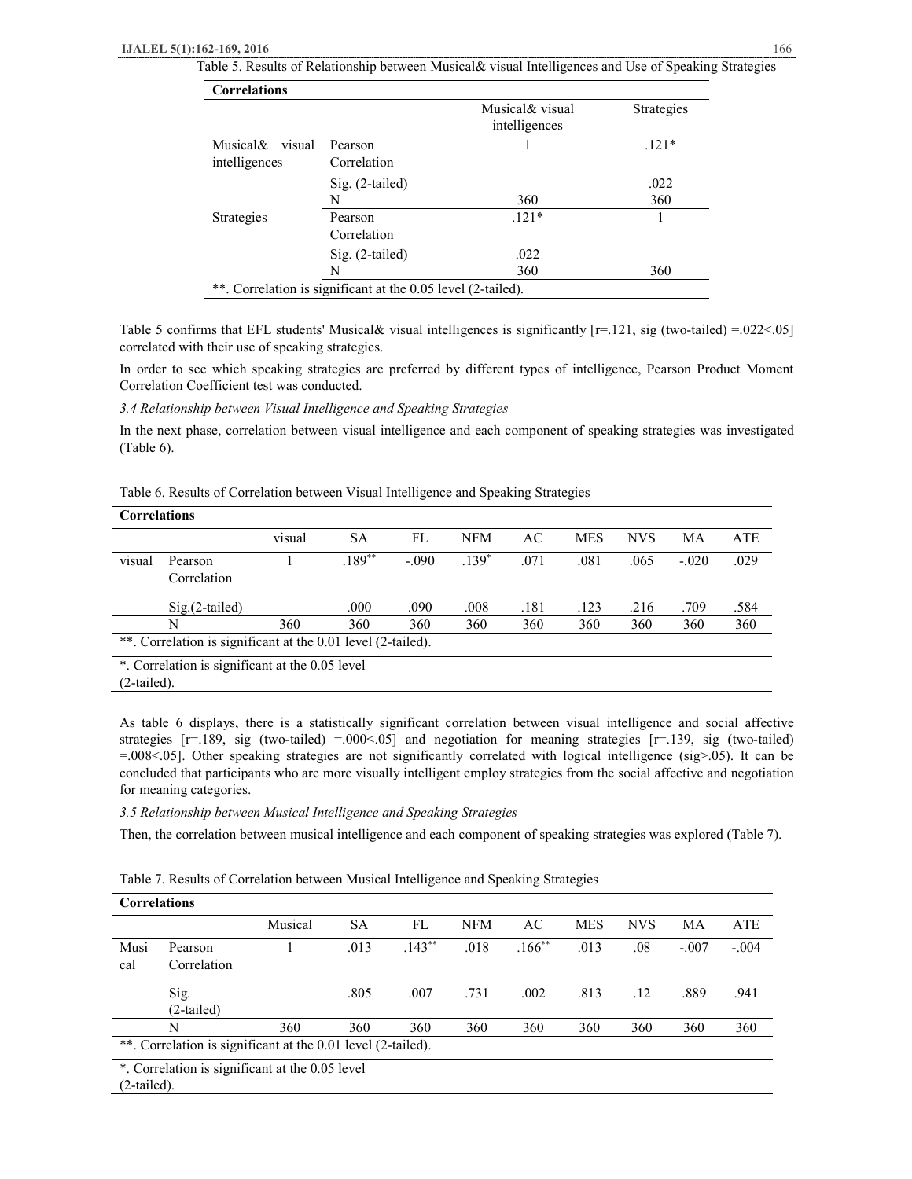Table 5. Results of Relationship between Musical& visual Intelligences and Use of Speaking Strategies

| Correlations | | | |
|---|---|---|---|
| | | Musical& visual intelligences | Strategies |
| Musical& visual intelligences | Pearson Correlation | 1 | .121* |
| | Sig. (2-tailed) | | .022 |
| | N | 360 | 360 |
| Strategies | Pearson Correlation | .121* | 1 |
| | Sig. (2-tailed) | .022 | |
| | N | 360 | 360 |
| **. Correlation is significant at the 0.05 level (2-tailed). | | | |

Table 5 confirms that EFL students' Musical& visual intelligences is significantly [r=.121, sig (two-tailed) =.022<.05] correlated with their use of speaking strategies.

In order to see which speaking strategies are preferred by different types of intelligence, Pearson Product Moment Correlation Coefficient test was conducted.

*3.4 Relationship between Visual Intelligence and Speaking Strategies*

In the next phase, correlation between visual intelligence and each component of speaking strategies was investigated (Table 6).

Table 6. Results of Correlation between Visual Intelligence and Speaking Strategies

| Correlations | | | | | | | | | | |
|---|---|---|---|---|---|---|---|---|---|---|
| | | visual | SA | FL | NFM | AC | MES | NVS | MA | ATE |
| visual | Pearson Correlation | 1 | .189** | -.090 | .139* | .071 | .081 | .065 | -.020 | .029 |
| | Sig.(2-tailed) | | .000 | .090 | .008 | .181 | .123 | .216 | .709 | .584 |
| | N | 360 | 360 | 360 | 360 | 360 | 360 | 360 | 360 | 360 |
| **. Correlation is significant at the 0.01 level (2-tailed). | | | | | | | | | | |
| *. Correlation is significant at the 0.05 level (2-tailed). | | | | | | | | | | |

As table 6 displays, there is a statistically significant correlation between visual intelligence and social affective strategies [r=.189, sig (two-tailed) =.000<.05] and negotiation for meaning strategies [r=.139, sig (two-tailed) =.008<.05]. Other speaking strategies are not significantly correlated with logical intelligence (sig>.05). It can be concluded that participants who are more visually intelligent employ strategies from the social affective and negotiation for meaning categories.

*3.5 Relationship between Musical Intelligence and Speaking Strategies*

Then, the correlation between musical intelligence and each component of speaking strategies was explored (Table 7).

Table 7. Results of Correlation between Musical Intelligence and Speaking Strategies

| Correlations | | | | | | | | | | |
|---|---|---|---|---|---|---|---|---|---|---|
| | | Musical | SA | FL | NFM | AC | MES | NVS | MA | ATE |
| Musical | Pearson Correlation | 1 | .013 | .143** | .018 | .166** | .013 | .08 | -.007 | -.004 |
| | Sig. (2-tailed) | | .805 | .007 | .731 | .002 | .813 | .12 | .889 | .941 |
| | N | 360 | 360 | 360 | 360 | 360 | 360 | 360 | 360 | 360 |
| **. Correlation is significant at the 0.01 level (2-tailed). | | | | | | | | | | |
| *. Correlation is significant at the 0.05 level (2-tailed). | | | | | | | | | | |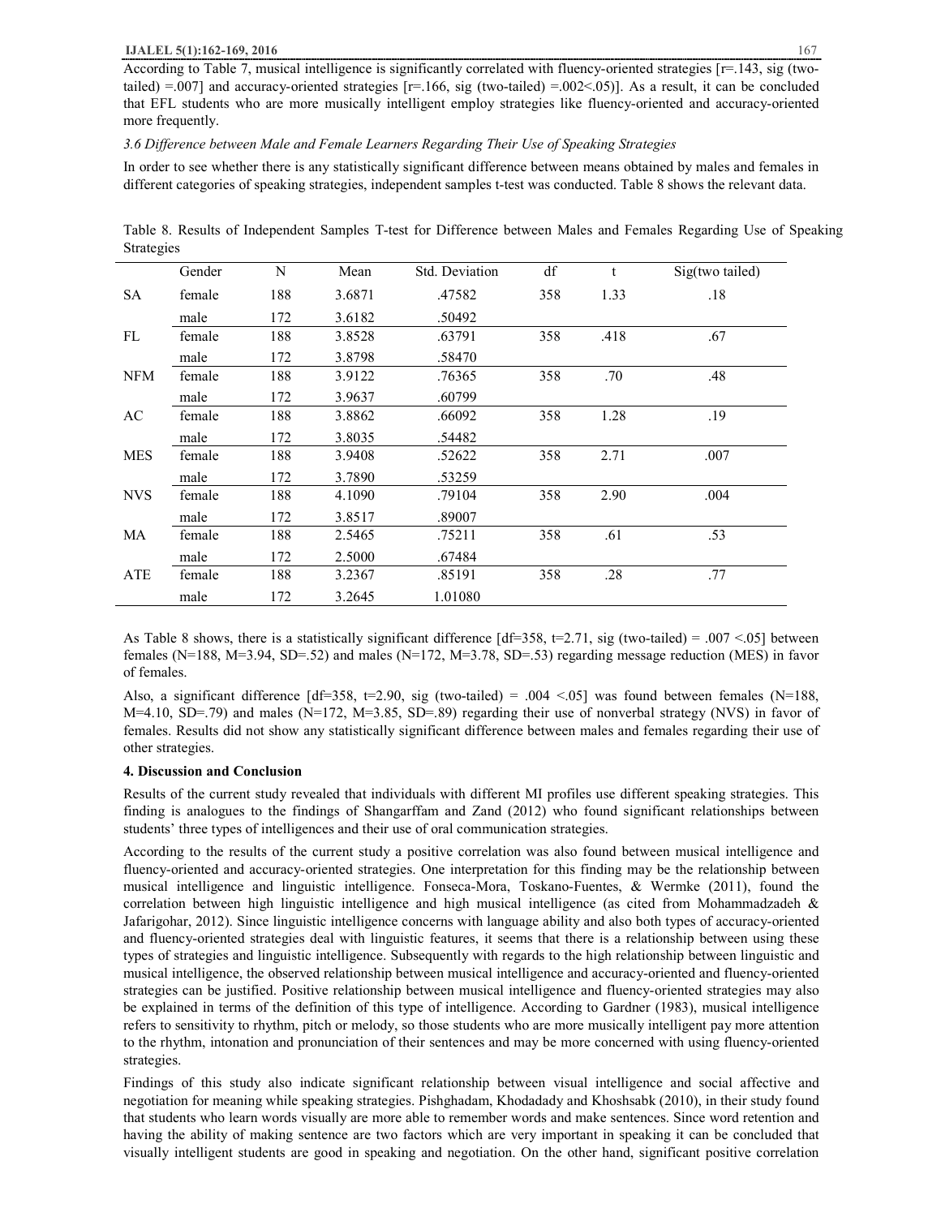According to Table 7, musical intelligence is significantly correlated with fluency-oriented strategies [r=.143, sig (two-tailed) =.007] and accuracy-oriented strategies [r=.166, sig (two-tailed) =.002<.05)]. As a result, it can be concluded that EFL students who are more musically intelligent employ strategies like fluency-oriented and accuracy-oriented more frequently.

*3.6 Difference between Male and Female Learners Regarding Their Use of Speaking Strategies*

In order to see whether there is any statistically significant difference between means obtained by males and females in different categories of speaking strategies, independent samples t-test was conducted. Table 8 shows the relevant data.

Table 8. Results of Independent Samples T-test for Difference between Males and Females Regarding Use of Speaking Strategies

| | Gender | N | Mean | Std. Deviation | df | t | Sig(two tailed) |
|---|---|---|---|---|---|---|---|
| SA | female | 188 | 3.6871 | .47582 | 358 | 1.33 | .18 |
| | male | 172 | 3.6182 | .50492 | | | |
| FL | female | 188 | 3.8528 | .63791 | 358 | .418 | .67 |
| | male | 172 | 3.8798 | .58470 | | | |
| NFM | female | 188 | 3.9122 | .76365 | 358 | .70 | .48 |
| | male | 172 | 3.9637 | .60799 | | | |
| AC | female | 188 | 3.8862 | .66092 | 358 | 1.28 | .19 |
| | male | 172 | 3.8035 | .54482 | | | |
| MES | female | 188 | 3.9408 | .52622 | 358 | 2.71 | .007 |
| | male | 172 | 3.7890 | .53259 | | | |
| NVS | female | 188 | 4.1090 | .79104 | 358 | 2.90 | .004 |
| | male | 172 | 3.8517 | .89007 | | | |
| MA | female | 188 | 2.5465 | .75211 | 358 | .61 | .53 |
| | male | 172 | 2.5000 | .67484 | | | |
| ATE | female | 188 | 3.2367 | .85191 | 358 | .28 | .77 |
| | male | 172 | 3.2645 | 1.01080 | | | |

As Table 8 shows, there is a statistically significant difference [df=358, t=2.71, sig (two-tailed) = .007 <.05] between females (N=188, M=3.94, SD=.52) and males (N=172, M=3.78, SD=.53) regarding message reduction (MES) in favor of females.

Also, a significant difference [df=358, t=2.90, sig (two-tailed) = .004 <.05] was found between females (N=188, M=4.10, SD=.79) and males (N=172, M=3.85, SD=.89) regarding their use of nonverbal strategy (NVS) in favor of females. Results did not show any statistically significant difference between males and females regarding their use of other strategies.

## 4. Discussion and Conclusion

Results of the current study revealed that individuals with different MI profiles use different speaking strategies. This finding is analogues to the findings of Shangarffam and Zand (2012) who found significant relationships between students' three types of intelligences and their use of oral communication strategies.

According to the results of the current study a positive correlation was also found between musical intelligence and fluency-oriented and accuracy-oriented strategies. One interpretation for this finding may be the relationship between musical intelligence and linguistic intelligence. Fonseca-Mora, Toskano-Fuentes, & Wermke (2011), found the correlation between high linguistic intelligence and high musical intelligence (as cited from Mohammadzadeh & Jafarigohar, 2012). Since linguistic intelligence concerns with language ability and also both types of accuracy-oriented and fluency-oriented strategies deal with linguistic features, it seems that there is a relationship between using these types of strategies and linguistic intelligence. Subsequently with regards to the high relationship between linguistic and musical intelligence, the observed relationship between musical intelligence and accuracy-oriented and fluency-oriented strategies can be justified. Positive relationship between musical intelligence and fluency-oriented strategies may also be explained in terms of the definition of this type of intelligence. According to Gardner (1983), musical intelligence refers to sensitivity to rhythm, pitch or melody, so those students who are more musically intelligent pay more attention to the rhythm, intonation and pronunciation of their sentences and may be more concerned with using fluency-oriented strategies.

Findings of this study also indicate significant relationship between visual intelligence and social affective and negotiation for meaning while speaking strategies. Pishghadam, Khodadady and Khoshsabk (2010), in their study found that students who learn words visually are more able to remember words and make sentences. Since word retention and having the ability of making sentence are two factors which are very important in speaking it can be concluded that visually intelligent students are good in speaking and negotiation. On the other hand, significant positive correlation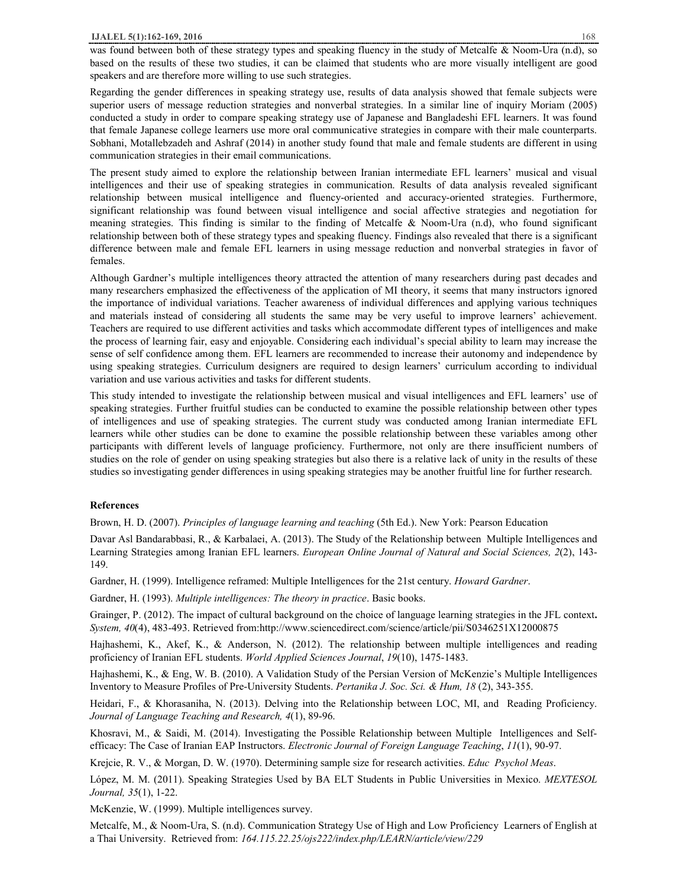was found between both of these strategy types and speaking fluency in the study of Metcalfe & Noom-Ura (n.d), so based on the results of these two studies, it can be claimed that students who are more visually intelligent are good speakers and are therefore more willing to use such strategies.

Regarding the gender differences in speaking strategy use, results of data analysis showed that female subjects were superior users of message reduction strategies and nonverbal strategies. In a similar line of inquiry Moriam (2005) conducted a study in order to compare speaking strategy use of Japanese and Bangladeshi EFL learners. It was found that female Japanese college learners use more oral communicative strategies in compare with their male counterparts. Sobhani, Motallebzadeh and Ashraf (2014) in another study found that male and female students are different in using communication strategies in their email communications.

The present study aimed to explore the relationship between Iranian intermediate EFL learners' musical and visual intelligences and their use of speaking strategies in communication. Results of data analysis revealed significant relationship between musical intelligence and fluency-oriented and accuracy-oriented strategies. Furthermore, significant relationship was found between visual intelligence and social affective strategies and negotiation for meaning strategies. This finding is similar to the finding of Metcalfe & Noom-Ura (n.d), who found significant relationship between both of these strategy types and speaking fluency. Findings also revealed that there is a significant difference between male and female EFL learners in using message reduction and nonverbal strategies in favor of females.

Although Gardner's multiple intelligences theory attracted the attention of many researchers during past decades and many researchers emphasized the effectiveness of the application of MI theory, it seems that many instructors ignored the importance of individual variations. Teacher awareness of individual differences and applying various techniques and materials instead of considering all students the same may be very useful to improve learners' achievement. Teachers are required to use different activities and tasks which accommodate different types of intelligences and make the process of learning fair, easy and enjoyable. Considering each individual's special ability to learn may increase the sense of self confidence among them. EFL learners are recommended to increase their autonomy and independence by using speaking strategies. Curriculum designers are required to design learners' curriculum according to individual variation and use various activities and tasks for different students.

This study intended to investigate the relationship between musical and visual intelligences and EFL learners' use of speaking strategies. Further fruitful studies can be conducted to examine the possible relationship between other types of intelligences and use of speaking strategies. The current study was conducted among Iranian intermediate EFL learners while other studies can be done to examine the possible relationship between these variables among other participants with different levels of language proficiency. Furthermore, not only are there insufficient numbers of studies on the role of gender on using speaking strategies but also there is a relative lack of unity in the results of these studies so investigating gender differences in using speaking strategies may be another fruitful line for further research.

## References

Brown, H. D. (2007). *Principles of language learning and teaching* (5th Ed.). New York: Pearson Education

Davar Asl Bandarabbasi, R., & Karbalaei, A. (2013). The Study of the Relationship between Multiple Intelligences and Learning Strategies among Iranian EFL learners. *European Online Journal of Natural and Social Sciences, 2*(2), 143-149.

Gardner, H. (1999). Intelligence reframed: Multiple Intelligences for the 21st century. *Howard Gardner*.

Gardner, H. (1993). *Multiple intelligences: The theory in practice*. Basic books.

Grainger, P. (2012). The impact of cultural background on the choice of language learning strategies in the JFL context**.** *System, 40*(4), 483-493. Retrieved from:http://www.sciencedirect.com/science/article/pii/S0346251X12000875

Hajhashemi, K., Akef, K., & Anderson, N. (2012). The relationship between multiple intelligences and reading proficiency of Iranian EFL students. *World Applied Sciences Journal*, *19*(10), 1475-1483.

Hajhashemi, K., & Eng, W. B. (2010). A Validation Study of the Persian Version of McKenzie's Multiple Intelligences Inventory to Measure Profiles of Pre-University Students. *Pertanika J. Soc. Sci. & Hum, 18* (2), 343-355.

Heidari, F., & Khorasaniha, N. (2013). Delving into the Relationship between LOC, MI, and Reading Proficiency. *Journal of Language Teaching and Research, 4*(1), 89-96.

Khosravi, M., & Saidi, M. (2014). Investigating the Possible Relationship between Multiple Intelligences and Self-efficacy: The Case of Iranian EAP Instructors. *Electronic Journal of Foreign Language Teaching*, *11*(1), 90-97.

Krejcie, R. V., & Morgan, D. W. (1970). Determining sample size for research activities. *Educ Psychol Meas*.

López, M. M. (2011). Speaking Strategies Used by BA ELT Students in Public Universities in Mexico. *MEXTESOL Journal, 35*(1), 1-22.

McKenzie, W. (1999). Multiple intelligences survey.

Metcalfe, M., & Noom-Ura, S. (n.d). Communication Strategy Use of High and Low Proficiency Learners of English at a Thai University. Retrieved from: *164.115.22.25/ojs222/index.php/LEARN/article/view/229*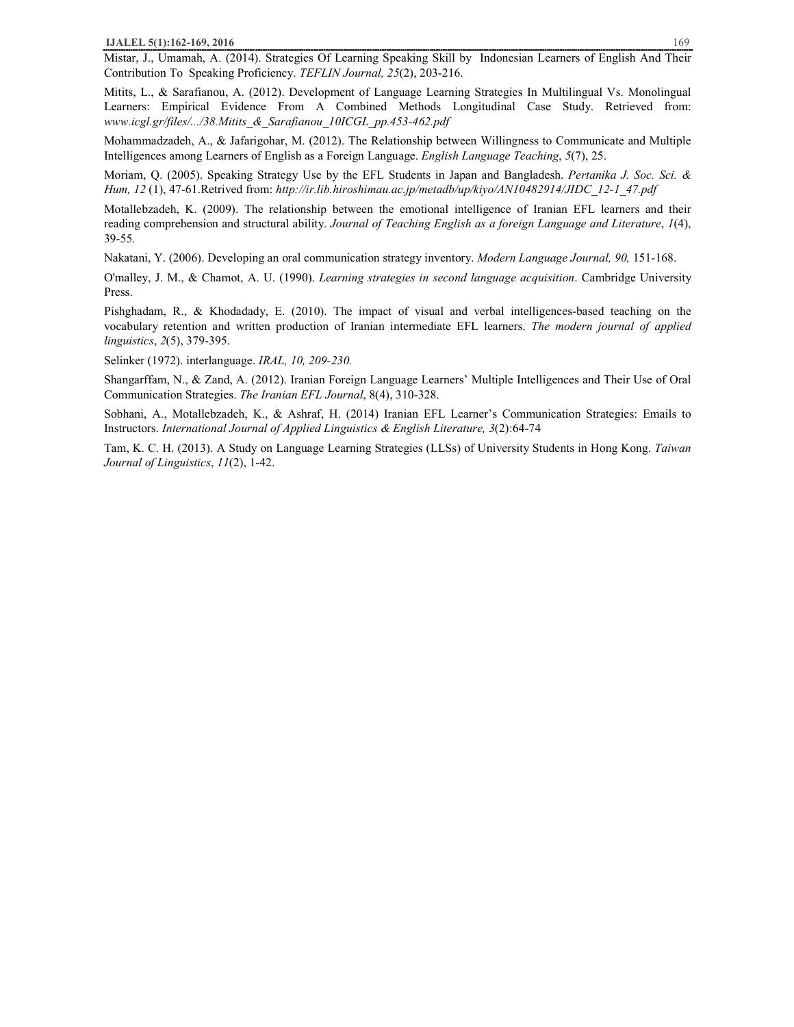Mistar, J., Umamah, A. (2014). Strategies Of Learning Speaking Skill by Indonesian Learners of English And Their Contribution To Speaking Proficiency. *TEFLIN Journal, 25*(2), 203-216.

Mitits, L., & Sarafianou, A. (2012). Development of Language Learning Strategies In Multilingual Vs. Monolingual Learners: Empirical Evidence From A Combined Methods Longitudinal Case Study. Retrieved from: *www.icgl.gr/files/.../38.Mitits_&_Sarafianou_10ICGL_pp.453-462.pdf*

Mohammadzadeh, A., & Jafarigohar, M. (2012). The Relationship between Willingness to Communicate and Multiple Intelligences among Learners of English as a Foreign Language. *English Language Teaching*, *5*(7), 25.

Moriam, Q. (2005). Speaking Strategy Use by the EFL Students in Japan and Bangladesh. *Pertanika J. Soc. Sci. & Hum, 12* (1), 47-61.Retrived from: *http://ir.lib.hiroshimau.ac.jp/metadb/up/kiyo/AN10482914/JIDC_12-1_47.pdf*

Motallebzadeh, K. (2009). The relationship between the emotional intelligence of Iranian EFL learners and their reading comprehension and structural ability. *Journal of Teaching English as a foreign Language and Literature*, *1*(4), 39-55.

Nakatani, Y. (2006). Developing an oral communication strategy inventory. *Modern Language Journal, 90,* 151-168.

O'malley, J. M., & Chamot, A. U. (1990). *Learning strategies in second language acquisition*. Cambridge University Press.

Pishghadam, R., & Khodadady, E. (2010). The impact of visual and verbal intelligences-based teaching on the vocabulary retention and written production of Iranian intermediate EFL learners. *The modern journal of applied linguistics*, *2*(5), 379-395.

Selinker (1972). interlanguage. *IRAL, 10, 209-230.*

Shangarffam, N., & Zand, A. (2012). Iranian Foreign Language Learners' Multiple Intelligences and Their Use of Oral Communication Strategies. *The Iranian EFL Journal*, 8(4), 310-328.

Sobhani, A., Motallebzadeh, K., & Ashraf, H. (2014) Iranian EFL Learner's Communication Strategies: Emails to Instructors. *International Journal of Applied Linguistics & English Literature, 3*(2):64-74

Tam, K. C. H. (2013). A Study on Language Learning Strategies (LLSs) of University Students in Hong Kong. *Taiwan Journal of Linguistics*, *11*(2), 1-42.